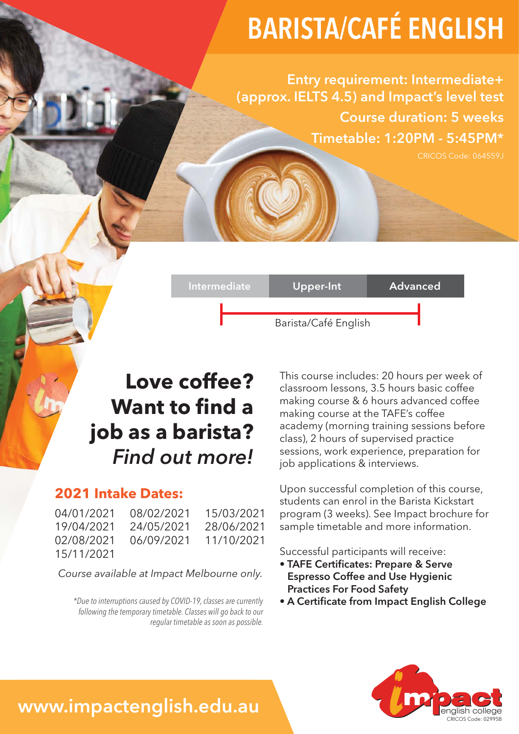# BARISTA/CAFÉ ENGLISH

**Entry requirement: Intermediate+ (approx. IELTS 4.5) and Impact's level test**

**Course duration: 5 weeks**

**Timetable: 1:20PM - 5:45PM***

CRICOS Code: 064559J

| Intermediate | Upper-Int | Advanced |
|---|---|---|

Barista/Café English

## Love coffee? Want to find a job as a barista? *Find out more!*

This course includes: 20 hours per week of classroom lessons, 3.5 hours basic coffee making course & 6 hours advanced coffee making course at the TAFE's coffee academy (morning training sessions before class), 2 hours of supervised practice sessions, work experience, preparation for job applications & interviews.

Upon successful completion of this course, students can enrol in the Barista Kickstart program (3 weeks). See Impact brochure for sample timetable and more information.

Successful participants will receive:

- **TAFE Certificates: Prepare & Serve Espresso Coffee and Use Hygienic Practices For Food Safety**
- **A Certificate from Impact English College**

### 2021 Intake Dates:

| | | |
|---|---|---|
| 04/01/2021 | 08/02/2021 | 15/03/2021 |
| 19/04/2021 | 24/05/2021 | 28/06/2021 |
| 02/08/2021 | 06/09/2021 | 11/10/2021 |
| 15/11/2021 | | |

*Course available at Impact Melbourne only.*

*\*Due to interruptions caused by COVID-19, classes are currently following the temporary timetable. Classes will go back to our regular timetable as soon as possible.*

**www.impactenglish.edu.au**

impact english college

CRICOS Code: 02995B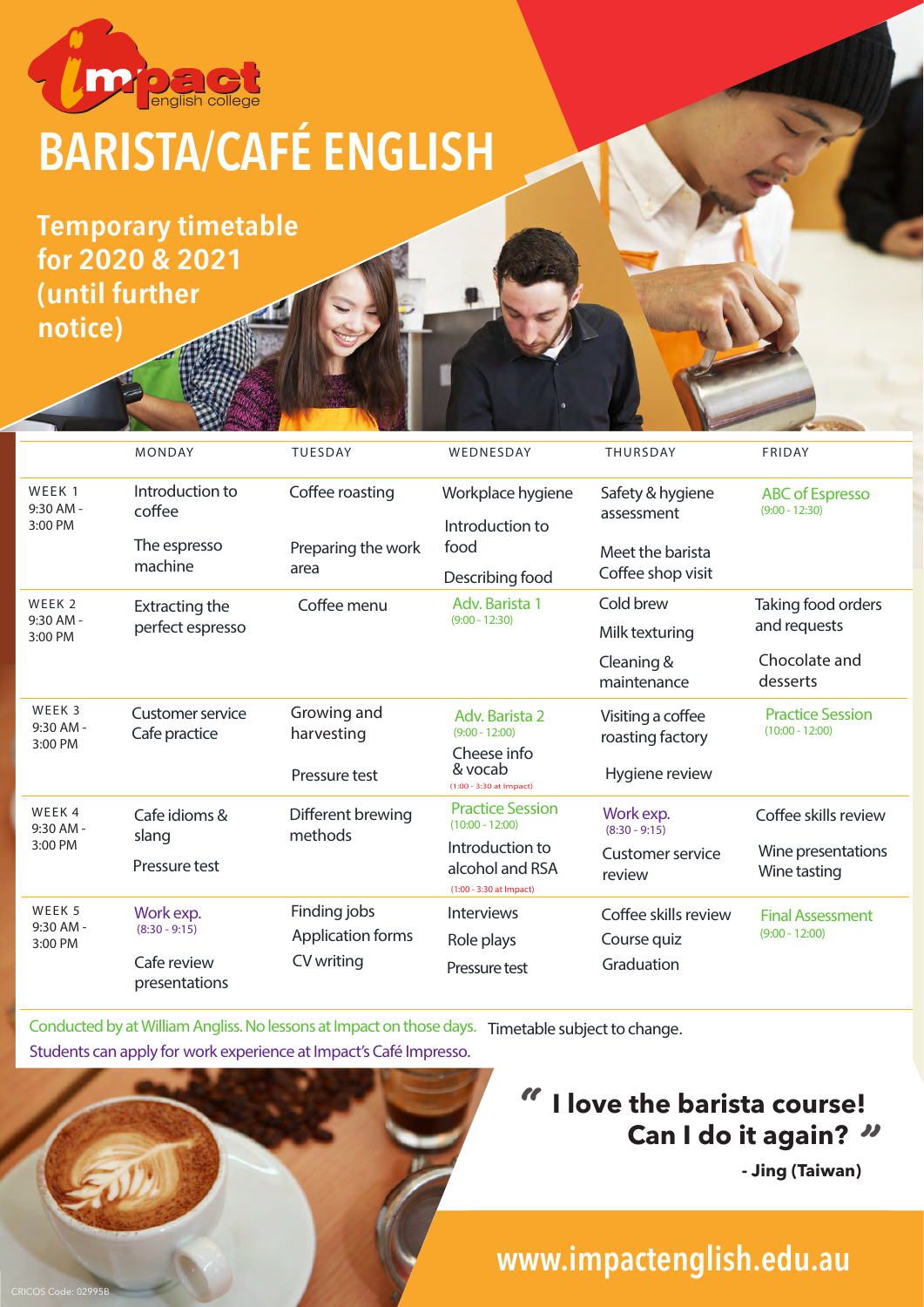# BARISTA/CAFÉ ENGLISH

## Temporary timetable for 2020 & 2021 (until further notice)

| | MONDAY | TUESDAY | WEDNESDAY | THURSDAY | FRIDAY |
|---|---|---|---|---|---|
| WEEK 1 9:30 AM - 3:00 PM | Introduction to coffee<br>The espresso machine | Coffee roasting<br>Preparing the work area | Workplace hygiene<br>Introduction to food<br>Describing food | Safety & hygiene assessment<br>Meet the barista<br>Coffee shop visit | ABC of Espresso (9:00 - 12:30) |
| WEEK 2 9:30 AM - 3:00 PM | Extracting the perfect espresso | Coffee menu | Adv. Barista 1 (9:00 - 12:30) | Cold brew<br>Milk texturing<br>Cleaning & maintenance | Taking food orders and requests<br>Chocolate and desserts |
| WEEK 3 9:30 AM - 3:00 PM | Customer service<br>Cafe practice | Growing and harvesting<br>Pressure test | Adv. Barista 2 (9:00 - 12:00)<br>Cheese info & vocab (1:00 - 3:30 at Impact) | Visiting a coffee roasting factory<br>Hygiene review | Practice Session (10:00 - 12:00) |
| WEEK 4 9:30 AM - 3:00 PM | Cafe idioms & slang<br>Pressure test | Different brewing methods | Practice Session (10:00 - 12:00)<br>Introduction to alcohol and RSA (1:00 - 3:30 at Impact) | Work exp. (8:30 - 9:15)<br>Customer service review | Coffee skills review<br>Wine presentations<br>Wine tasting |
| WEEK 5 9:30 AM - 3:00 PM | Work exp. (8:30 - 9:15)<br>Cafe review presentations | Finding jobs<br>Application forms<br>CV writing | Interviews<br>Role plays<br>Pressure test | Coffee skills review<br>Course quiz<br>Graduation | Final Assessment (9:00 - 12:00) |

Conducted by at William Angliss. No lessons at Impact on those days. Timetable subject to change.

Students can apply for work experience at Impact's Café Impresso.

**"I love the barista course! Can I do it again?"**

**- Jing (Taiwan)**

www.impactenglish.edu.au

CRICOS Code: 02995B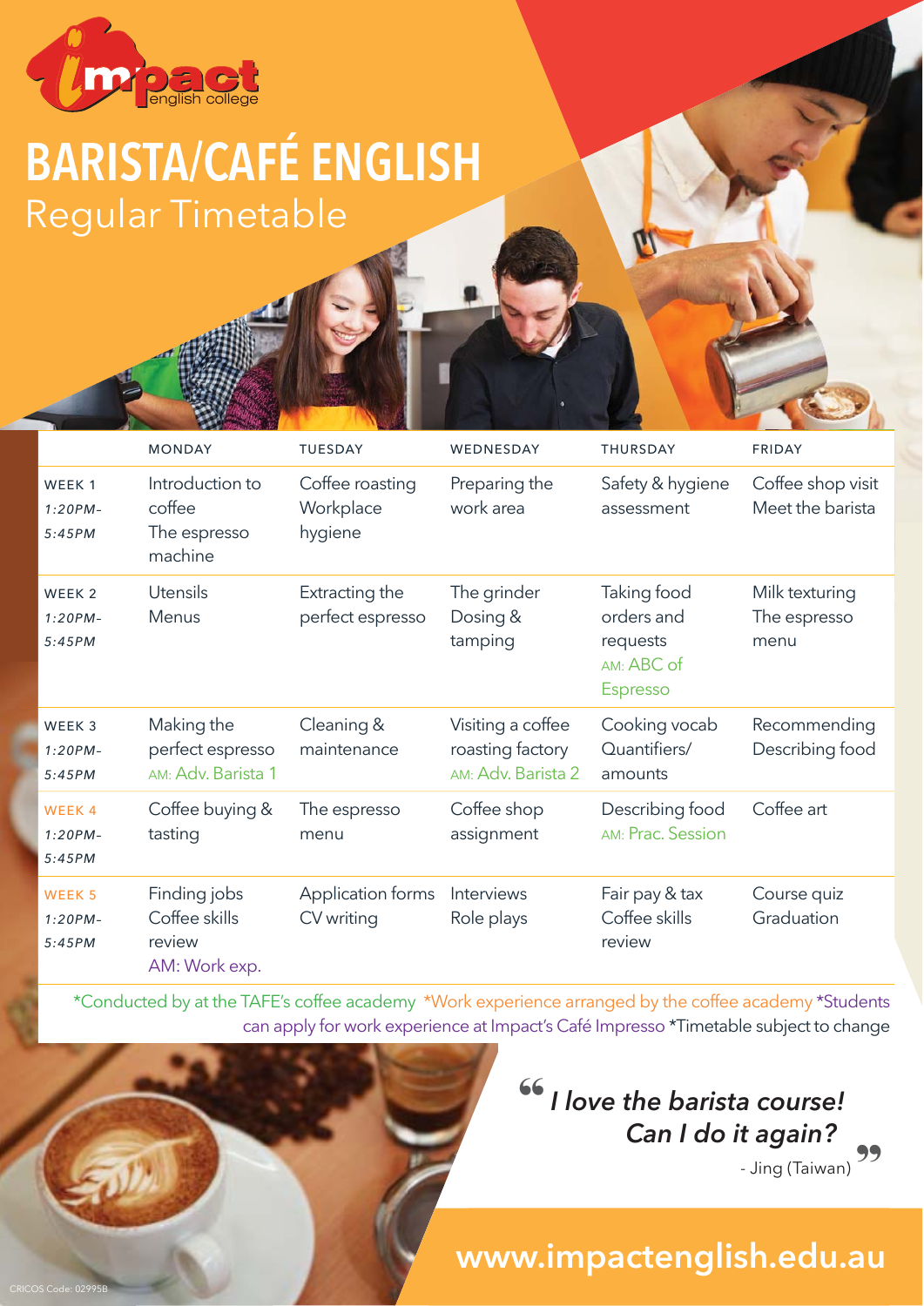impact english college

# BARISTA/CAFÉ ENGLISH
## Regular Timetable

| | MONDAY | TUESDAY | WEDNESDAY | THURSDAY | FRIDAY |
|---|---|---|---|---|---|
| WEEK 1 *1:20PM–5:45PM* | Introduction to coffee<br>The espresso machine | Coffee roasting<br>Workplace hygiene | Preparing the work area | Safety & hygiene assessment | Coffee shop visit<br>Meet the barista |
| WEEK 2 *1:20PM–5:45PM* | Utensils<br>Menus | Extracting the perfect espresso | The grinder<br>Dosing & tamping | Taking food orders and requests<br>AM: ABC of Espresso | Milk texturing<br>The espresso menu |
| WEEK 3 *1:20PM–5:45PM* | Making the perfect espresso<br>AM: Adv. Barista 1 | Cleaning & maintenance | Visiting a coffee roasting factory<br>AM: Adv. Barista 2 | Cooking vocab<br>Quantifiers/ amounts | Recommending<br>Describing food |
| WEEK 4 *1:20PM–5:45PM* | Coffee buying & tasting | The espresso menu | Coffee shop assignment | Describing food<br>AM: Prac. Session | Coffee art |
| WEEK 5 *1:20PM–5:45PM* | Finding jobs<br>Coffee skills review<br>AM: Work exp. | Application forms<br>CV writing | Interviews<br>Role plays | Fair pay & tax<br>Coffee skills review | Course quiz<br>Graduation |

*Conducted by at the TAFE's coffee academy *Work experience arranged by the coffee academy *Students can apply for work experience at Impact's Café Impresso *Timetable subject to change

> *"I love the barista course! Can I do it again?"*
>
> - Jing (Taiwan)

**www.impactenglish.edu.au**

CRICOS Code: 02995B